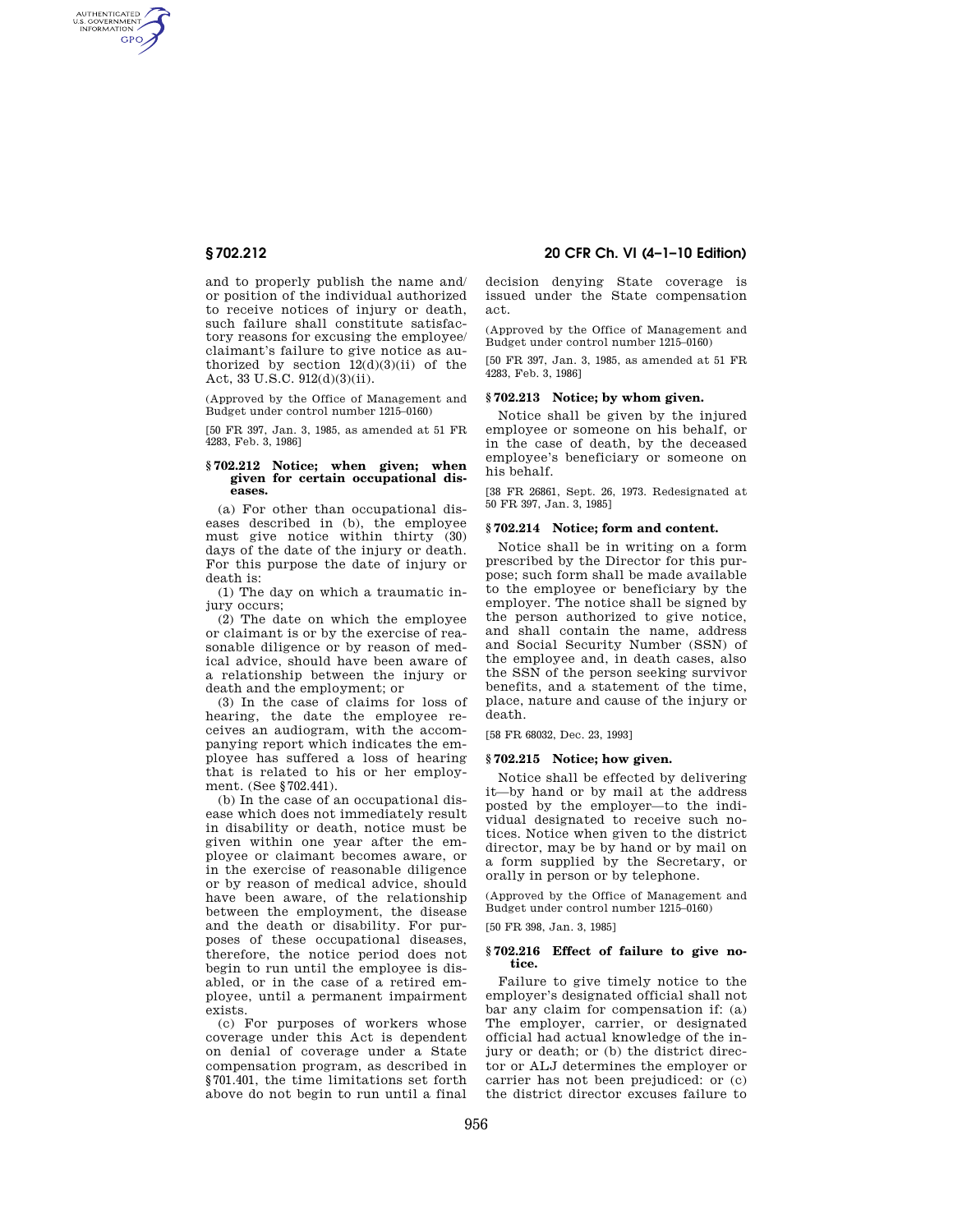and to properly publish the name and/or position of the individual authorized to receive notices of injury or death, such failure shall constitute satisfactory reasons for excusing the employee/claimant's failure to give notice as authorized by section 12(d)(3)(ii) of the Act, 33 U.S.C. 912(d)(3)(ii).

(Approved by the Office of Management and Budget under control number 1215–0160)

[50 FR 397, Jan. 3, 1985, as amended at 51 FR 4283, Feb. 3, 1986]

### § 702.212 Notice; when given; when given for certain occupational diseases.

(a) For other than occupational diseases described in (b), the employee must give notice within thirty (30) days of the date of the injury or death. For this purpose the date of injury or death is:

(1) The day on which a traumatic injury occurs;

(2) The date on which the employee or claimant is or by the exercise of reasonable diligence or by reason of medical advice, should have been aware of a relationship between the injury or death and the employment; or

(3) In the case of claims for loss of hearing, the date the employee receives an audiogram, with the accompanying report which indicates the employee has suffered a loss of hearing that is related to his or her employment. (See § 702.441).

(b) In the case of an occupational disease which does not immediately result in disability or death, notice must be given within one year after the employee or claimant becomes aware, or in the exercise of reasonable diligence or by reason of medical advice, should have been aware, of the relationship between the employment, the disease and the death or disability. For purposes of these occupational diseases, therefore, the notice period does not begin to run until the employee is disabled, or in the case of a retired employee, until a permanent impairment exists.

(c) For purposes of workers whose coverage under this Act is dependent on denial of coverage under a State compensation program, as described in § 701.401, the time limitations set forth above do not begin to run until a final decision denying State coverage is issued under the State compensation act.

(Approved by the Office of Management and Budget under control number 1215–0160)

[50 FR 397, Jan. 3, 1985, as amended at 51 FR 4283, Feb. 3, 1986]

### § 702.213 Notice; by whom given.

Notice shall be given by the injured employee or someone on his behalf, or in the case of death, by the deceased employee's beneficiary or someone on his behalf.

[38 FR 26861, Sept. 26, 1973. Redesignated at 50 FR 397, Jan. 3, 1985]

### § 702.214 Notice; form and content.

Notice shall be in writing on a form prescribed by the Director for this purpose; such form shall be made available to the employee or beneficiary by the employer. The notice shall be signed by the person authorized to give notice, and shall contain the name, address and Social Security Number (SSN) of the employee and, in death cases, also the SSN of the person seeking survivor benefits, and a statement of the time, place, nature and cause of the injury or death.

[58 FR 68032, Dec. 23, 1993]

### § 702.215 Notice; how given.

Notice shall be effected by delivering it—by hand or by mail at the address posted by the employer—to the individual designated to receive such notices. Notice when given to the district director, may be by hand or by mail on a form supplied by the Secretary, or orally in person or by telephone.

(Approved by the Office of Management and Budget under control number 1215–0160)

[50 FR 398, Jan. 3, 1985]

### § 702.216 Effect of failure to give notice.

Failure to give timely notice to the employer's designated official shall not bar any claim for compensation if: (a) The employer, carrier, or designated official had actual knowledge of the injury or death; or (b) the district director or ALJ determines the employer or carrier has not been prejudiced: or (c) the district director excuses failure to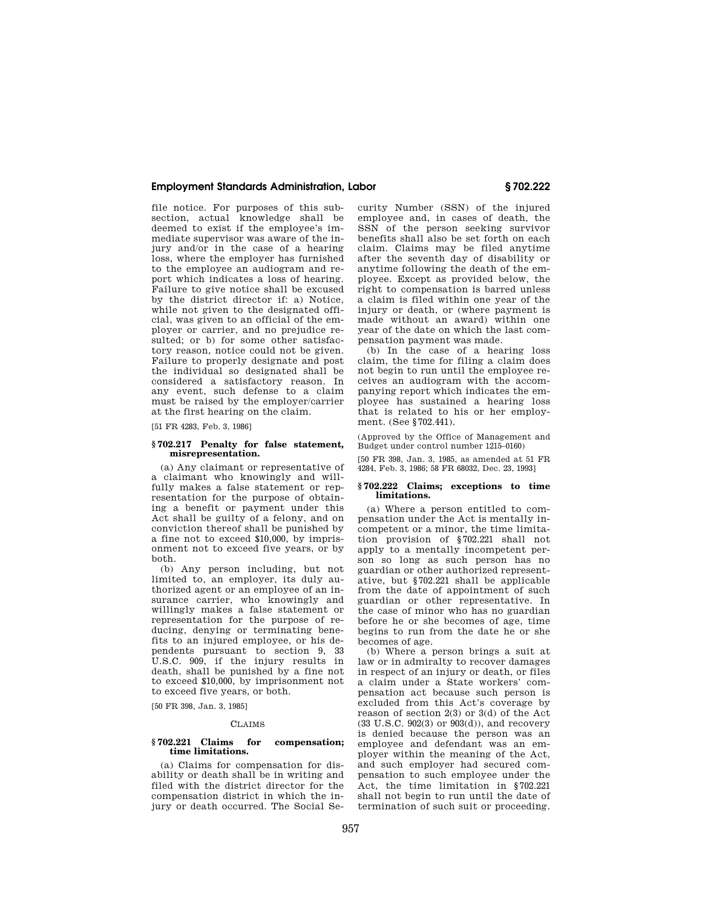file notice. For purposes of this subsection, actual knowledge shall be deemed to exist if the employee's immediate supervisor was aware of the injury and/or in the case of a hearing loss, where the employer has furnished to the employee an audiogram and report which indicates a loss of hearing. Failure to give notice shall be excused by the district director if: a) Notice, while not given to the designated official, was given to an official of the employer or carrier, and no prejudice resulted; or b) for some other satisfactory reason, notice could not be given. Failure to properly designate and post the individual so designated shall be considered a satisfactory reason. In any event, such defense to a claim must be raised by the employer/carrier at the first hearing on the claim.

[51 FR 4283, Feb. 3, 1986]

### § 702.217 Penalty for false statement, misrepresentation.

(a) Any claimant or representative of a claimant who knowingly and willfully makes a false statement or representation for the purpose of obtaining a benefit or payment under this Act shall be guilty of a felony, and on conviction thereof shall be punished by a fine not to exceed $10,000, by imprisonment not to exceed five years, or by both.

(b) Any person including, but not limited to, an employer, its duly authorized agent or an employee of an insurance carrier, who knowingly and willingly makes a false statement or representation for the purpose of reducing, denying or terminating benefits to an injured employee, or his dependents pursuant to section 9, 33 U.S.C. 909, if the injury results in death, shall be punished by a fine not to exceed $10,000, by imprisonment not to exceed five years, or both.

[50 FR 398, Jan. 3, 1985]

## CLAIMS

### § 702.221 Claims for compensation; time limitations.

(a) Claims for compensation for disability or death shall be in writing and filed with the district director for the compensation district in which the injury or death occurred. The Social Security Number (SSN) of the injured employee and, in cases of death, the SSN of the person seeking survivor benefits shall also be set forth on each claim. Claims may be filed anytime after the seventh day of disability or anytime following the death of the employee. Except as provided below, the right to compensation is barred unless a claim is filed within one year of the injury or death, or (where payment is made without an award) within one year of the date on which the last compensation payment was made.

(b) In the case of a hearing loss claim, the time for filing a claim does not begin to run until the employee receives an audiogram with the accompanying report which indicates the employee has sustained a hearing loss that is related to his or her employment. (See § 702.441).

(Approved by the Office of Management and Budget under control number 1215–0160)

[50 FR 398, Jan. 3, 1985, as amended at 51 FR 4284, Feb. 3, 1986; 58 FR 68032, Dec. 23, 1993]

### § 702.222 Claims; exceptions to time limitations.

(a) Where a person entitled to compensation under the Act is mentally incompetent or a minor, the time limitation provision of § 702.221 shall not apply to a mentally incompetent person so long as such person has no guardian or other authorized representative, but § 702.221 shall be applicable from the date of appointment of such guardian or other representative. In the case of minor who has no guardian before he or she becomes of age, time begins to run from the date he or she becomes of age.

(b) Where a person brings a suit at law or in admiralty to recover damages in respect of an injury or death, or files a claim under a State workers' compensation act because such person is excluded from this Act's coverage by reason of section 2(3) or 3(d) of the Act (33 U.S.C. 902(3) or 903(d)), and recovery is denied because the person was an employee and defendant was an employer within the meaning of the Act, and such employer had secured compensation to such employee under the Act, the time limitation in § 702.221 shall not begin to run until the date of termination of such suit or proceeding.